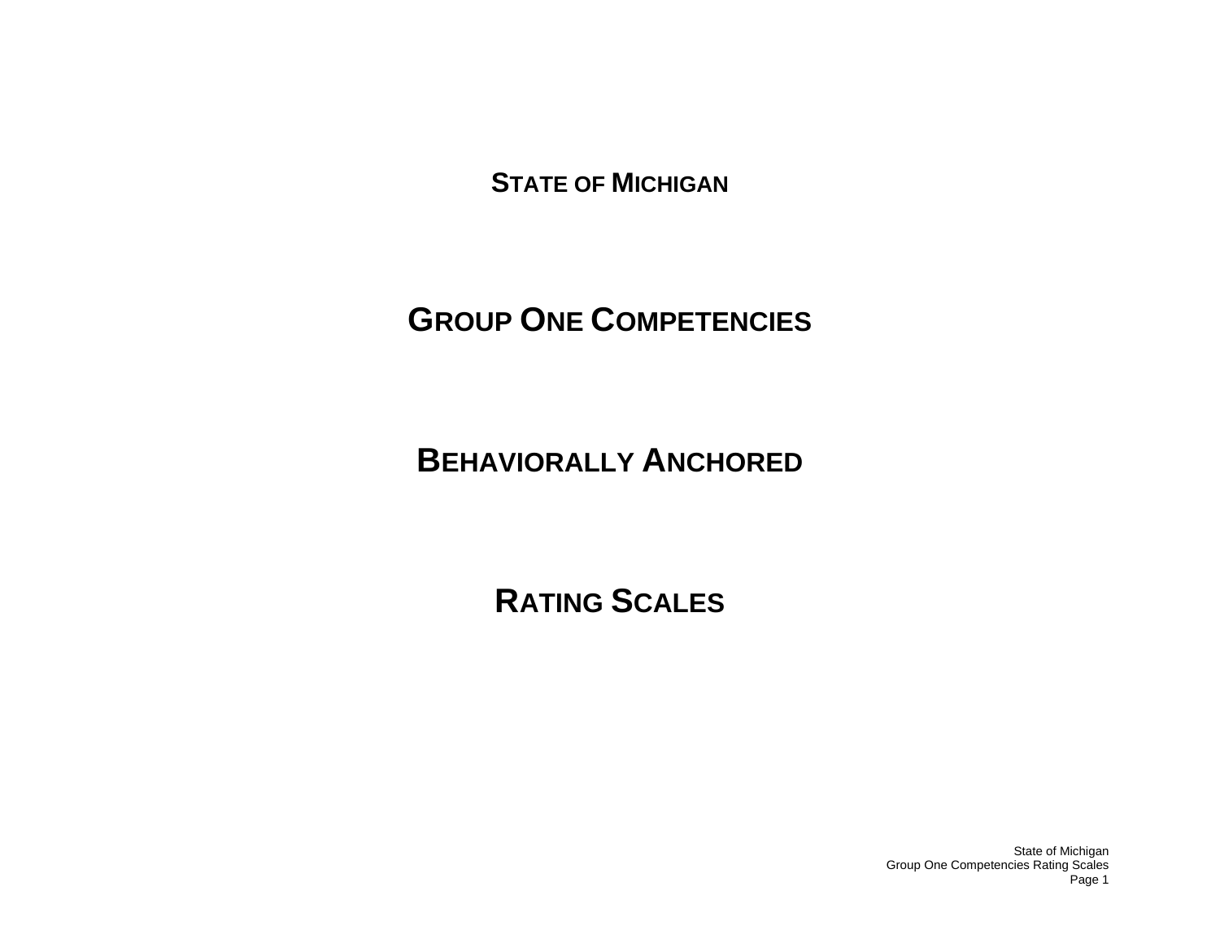# STATE OF MICHIGAN

# GROUP ONE COMPETENCIES

# BEHAVIORALLY ANCHORED

# RATING SCALES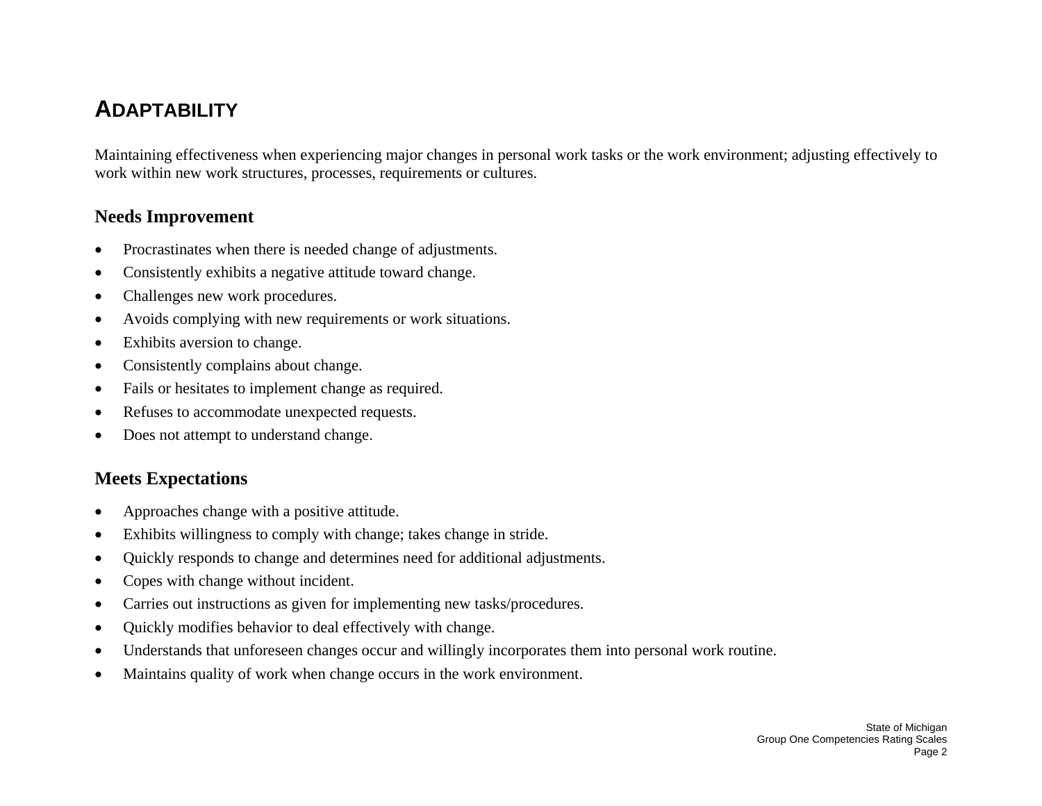# ADAPTABILITY

Maintaining effectiveness when experiencing major changes in personal work tasks or the work environment; adjusting effectively to work within new work structures, processes, requirements or cultures.

## Needs Improvement

- Procrastinates when there is needed change of adjustments.
- Consistently exhibits a negative attitude toward change.
- Challenges new work procedures.
- Avoids complying with new requirements or work situations.
- Exhibits aversion to change.
- Consistently complains about change.
- Fails or hesitates to implement change as required.
- Refuses to accommodate unexpected requests.
- Does not attempt to understand change.

## Meets Expectations

- Approaches change with a positive attitude.
- Exhibits willingness to comply with change; takes change in stride.
- Quickly responds to change and determines need for additional adjustments.
- Copes with change without incident.
- Carries out instructions as given for implementing new tasks/procedures.
- Quickly modifies behavior to deal effectively with change.
- Understands that unforeseen changes occur and willingly incorporates them into personal work routine.
- Maintains quality of work when change occurs in the work environment.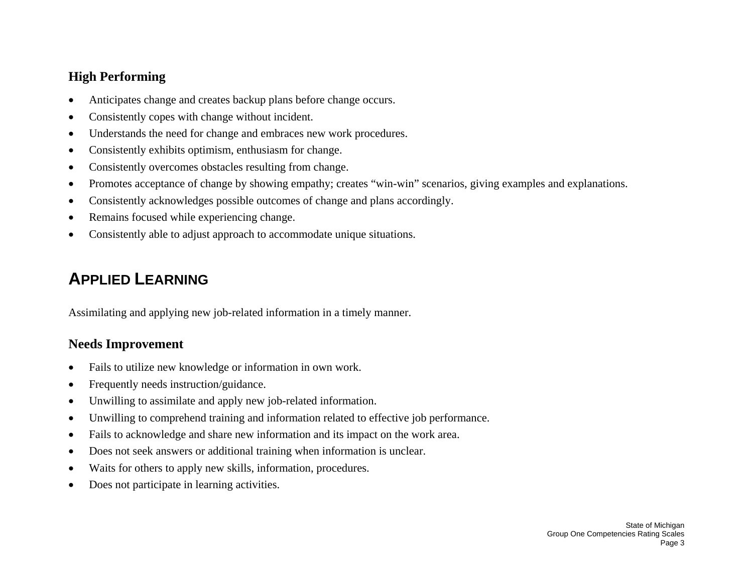### High Performing

- Anticipates change and creates backup plans before change occurs.
- Consistently copes with change without incident.
- Understands the need for change and embraces new work procedures.
- Consistently exhibits optimism, enthusiasm for change.
- Consistently overcomes obstacles resulting from change.
- Promotes acceptance of change by showing empathy; creates "win-win" scenarios, giving examples and explanations.
- Consistently acknowledges possible outcomes of change and plans accordingly.
- Remains focused while experiencing change.
- Consistently able to adjust approach to accommodate unique situations.

## APPLIED LEARNING

Assimilating and applying new job-related information in a timely manner.

### Needs Improvement

- Fails to utilize new knowledge or information in own work.
- Frequently needs instruction/guidance.
- Unwilling to assimilate and apply new job-related information.
- Unwilling to comprehend training and information related to effective job performance.
- Fails to acknowledge and share new information and its impact on the work area.
- Does not seek answers or additional training when information is unclear.
- Waits for others to apply new skills, information, procedures.
- Does not participate in learning activities.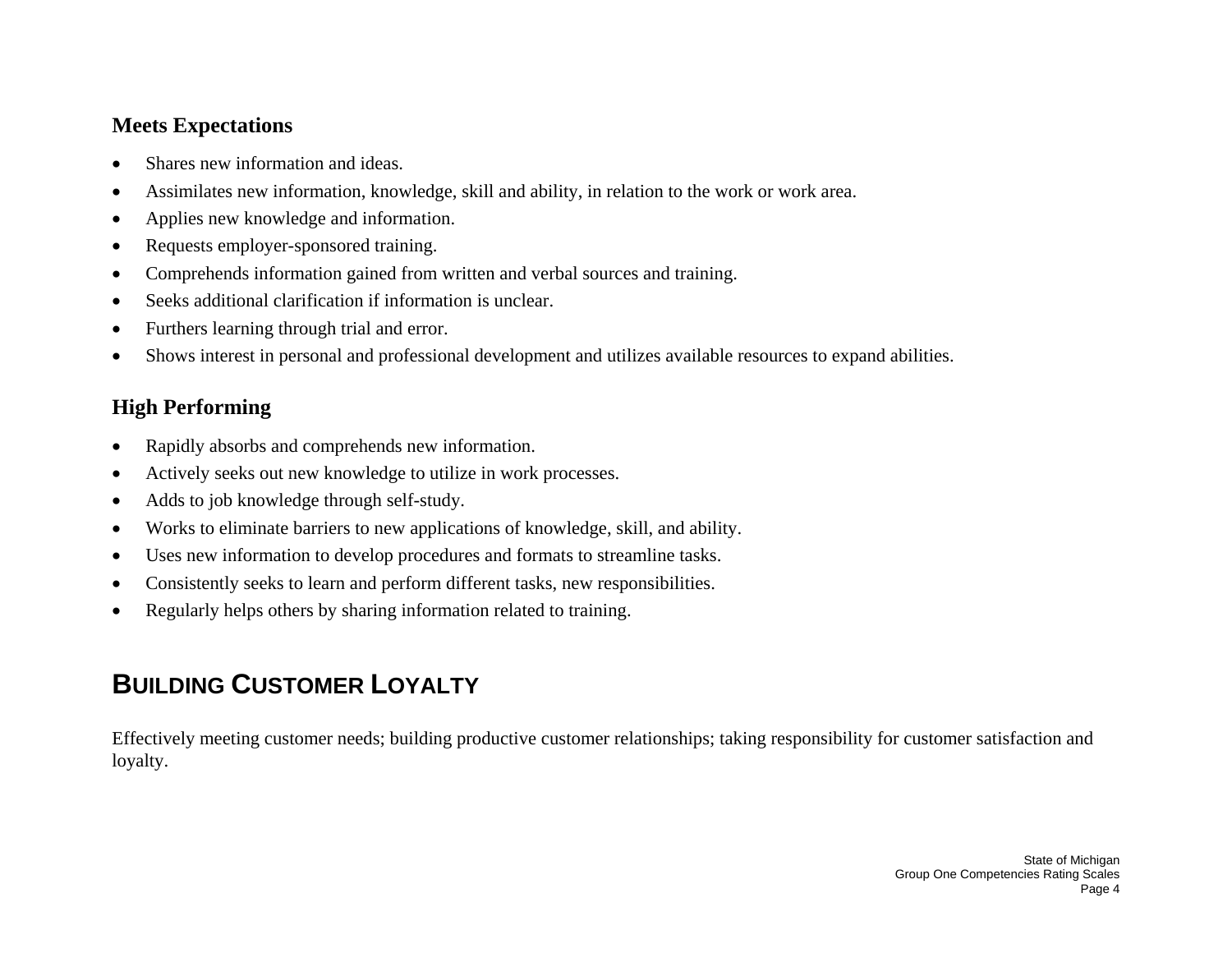### Meets Expectations

- Shares new information and ideas.
- Assimilates new information, knowledge, skill and ability, in relation to the work or work area.
- Applies new knowledge and information.
- Requests employer-sponsored training.
- Comprehends information gained from written and verbal sources and training.
- Seeks additional clarification if information is unclear.
- Furthers learning through trial and error.
- Shows interest in personal and professional development and utilizes available resources to expand abilities.

### High Performing

- Rapidly absorbs and comprehends new information.
- Actively seeks out new knowledge to utilize in work processes.
- Adds to job knowledge through self-study.
- Works to eliminate barriers to new applications of knowledge, skill, and ability.
- Uses new information to develop procedures and formats to streamline tasks.
- Consistently seeks to learn and perform different tasks, new responsibilities.
- Regularly helps others by sharing information related to training.

## BUILDING CUSTOMER LOYALTY

Effectively meeting customer needs; building productive customer relationships; taking responsibility for customer satisfaction and loyalty.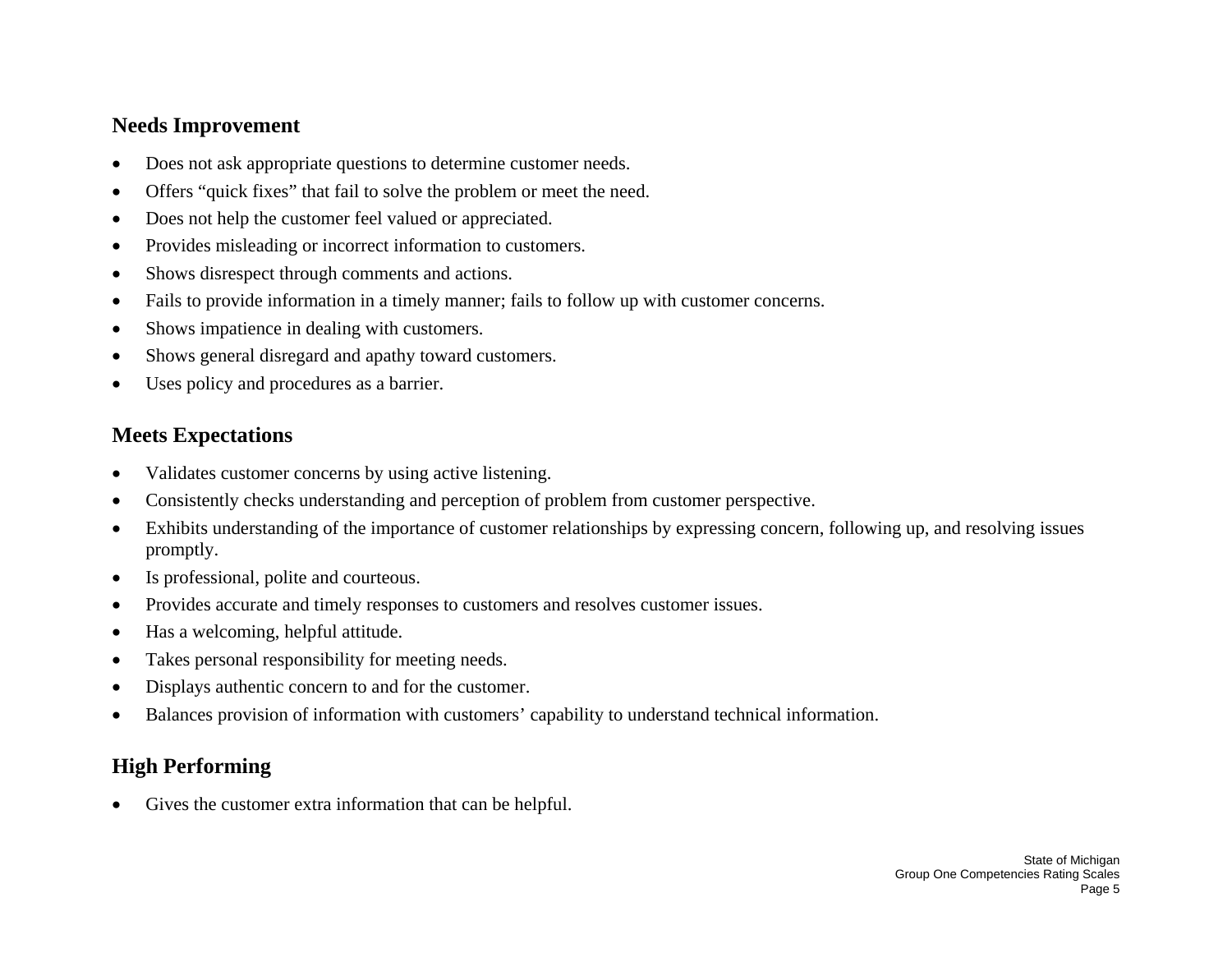## Needs Improvement

- Does not ask appropriate questions to determine customer needs.
- Offers “quick fixes” that fail to solve the problem or meet the need.
- Does not help the customer feel valued or appreciated.
- Provides misleading or incorrect information to customers.
- Shows disrespect through comments and actions.
- Fails to provide information in a timely manner; fails to follow up with customer concerns.
- Shows impatience in dealing with customers.
- Shows general disregard and apathy toward customers.
- Uses policy and procedures as a barrier.

## Meets Expectations

- Validates customer concerns by using active listening.
- Consistently checks understanding and perception of problem from customer perspective.
- Exhibits understanding of the importance of customer relationships by expressing concern, following up, and resolving issues promptly.
- Is professional, polite and courteous.
- Provides accurate and timely responses to customers and resolves customer issues.
- Has a welcoming, helpful attitude.
- Takes personal responsibility for meeting needs.
- Displays authentic concern to and for the customer.
- Balances provision of information with customers’ capability to understand technical information.

## High Performing

- Gives the customer extra information that can be helpful.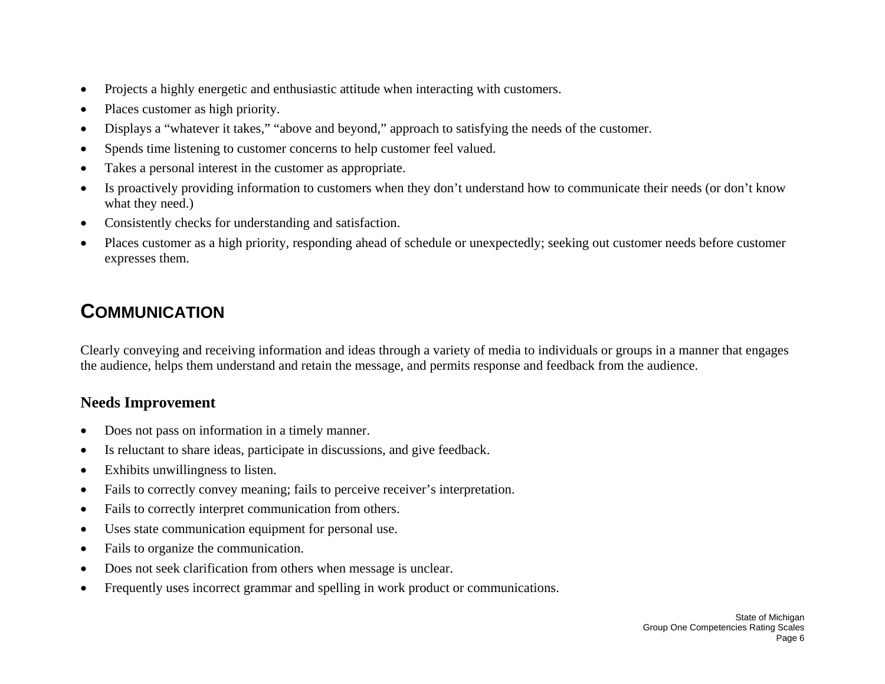- Projects a highly energetic and enthusiastic attitude when interacting with customers.
- Places customer as high priority.
- Displays a "whatever it takes," "above and beyond," approach to satisfying the needs of the customer.
- Spends time listening to customer concerns to help customer feel valued.
- Takes a personal interest in the customer as appropriate.
- Is proactively providing information to customers when they don't understand how to communicate their needs (or don't know what they need.)
- Consistently checks for understanding and satisfaction.
- Places customer as a high priority, responding ahead of schedule or unexpectedly; seeking out customer needs before customer expresses them.

## COMMUNICATION

Clearly conveying and receiving information and ideas through a variety of media to individuals or groups in a manner that engages the audience, helps them understand and retain the message, and permits response and feedback from the audience.

### Needs Improvement

- Does not pass on information in a timely manner.
- Is reluctant to share ideas, participate in discussions, and give feedback.
- Exhibits unwillingness to listen.
- Fails to correctly convey meaning; fails to perceive receiver's interpretation.
- Fails to correctly interpret communication from others.
- Uses state communication equipment for personal use.
- Fails to organize the communication.
- Does not seek clarification from others when message is unclear.
- Frequently uses incorrect grammar and spelling in work product or communications.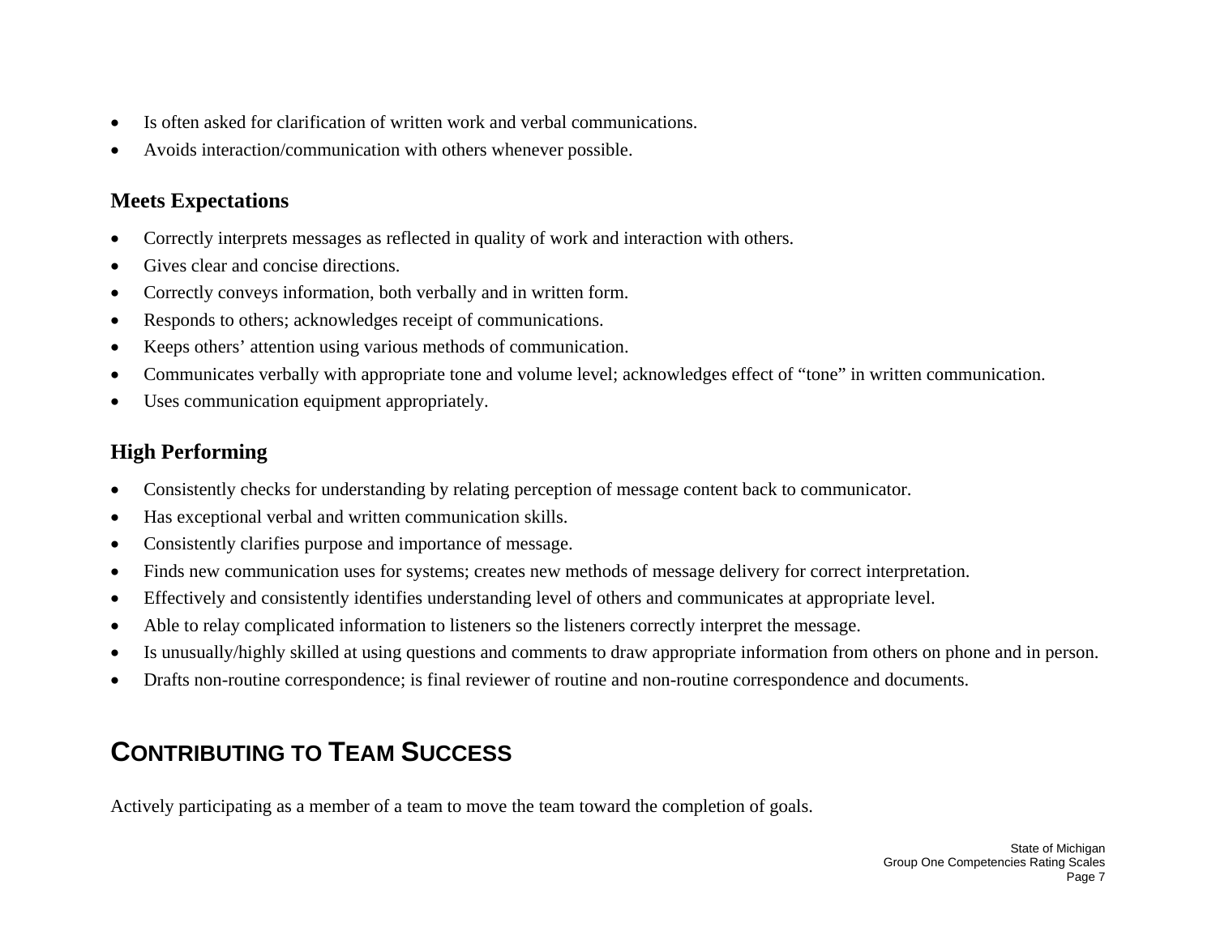- Is often asked for clarification of written work and verbal communications.
- Avoids interaction/communication with others whenever possible.

### Meets Expectations

- Correctly interprets messages as reflected in quality of work and interaction with others.
- Gives clear and concise directions.
- Correctly conveys information, both verbally and in written form.
- Responds to others; acknowledges receipt of communications.
- Keeps others' attention using various methods of communication.
- Communicates verbally with appropriate tone and volume level; acknowledges effect of "tone" in written communication.
- Uses communication equipment appropriately.

### High Performing

- Consistently checks for understanding by relating perception of message content back to communicator.
- Has exceptional verbal and written communication skills.
- Consistently clarifies purpose and importance of message.
- Finds new communication uses for systems; creates new methods of message delivery for correct interpretation.
- Effectively and consistently identifies understanding level of others and communicates at appropriate level.
- Able to relay complicated information to listeners so the listeners correctly interpret the message.
- Is unusually/highly skilled at using questions and comments to draw appropriate information from others on phone and in person.
- Drafts non-routine correspondence; is final reviewer of routine and non-routine correspondence and documents.

## CONTRIBUTING TO TEAM SUCCESS

Actively participating as a member of a team to move the team toward the completion of goals.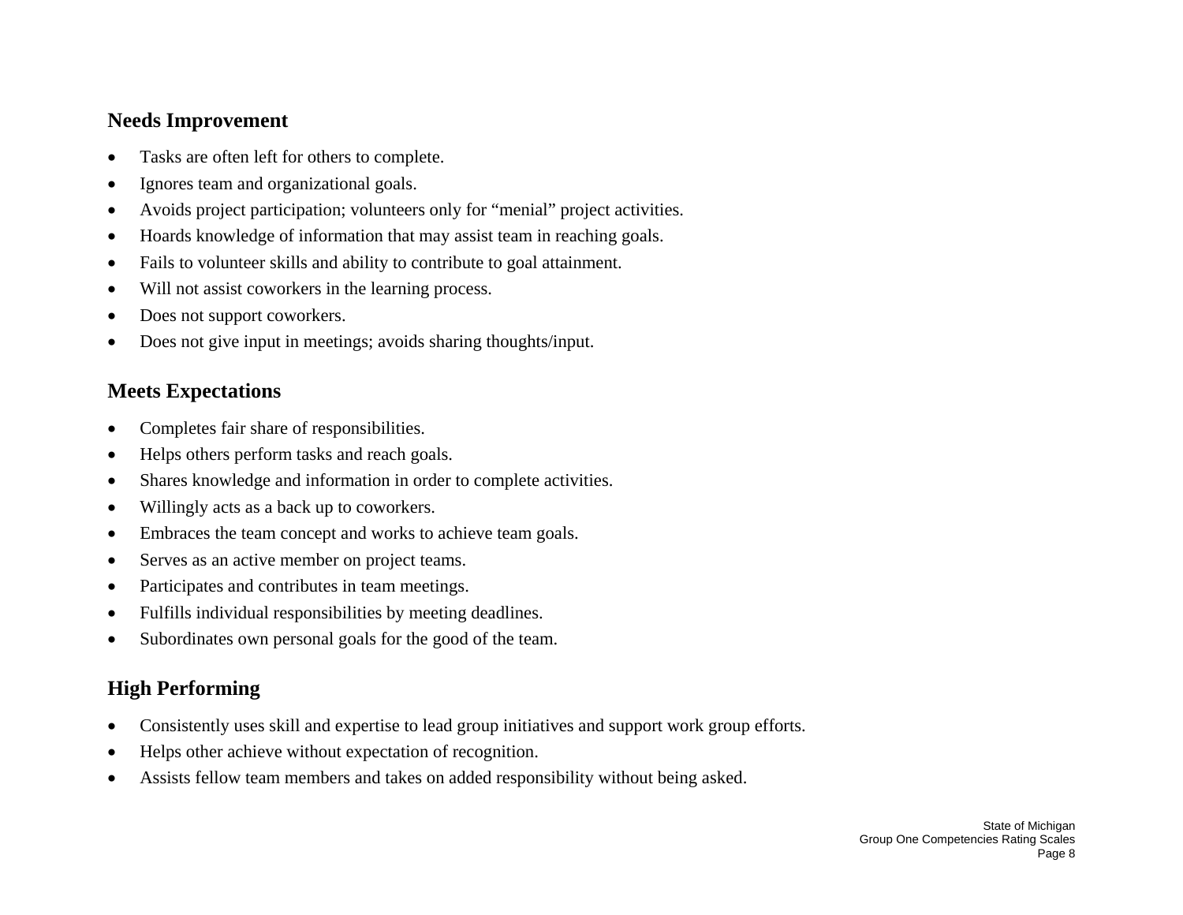## Needs Improvement

- Tasks are often left for others to complete.
- Ignores team and organizational goals.
- Avoids project participation; volunteers only for “menial” project activities.
- Hoards knowledge of information that may assist team in reaching goals.
- Fails to volunteer skills and ability to contribute to goal attainment.
- Will not assist coworkers in the learning process.
- Does not support coworkers.
- Does not give input in meetings; avoids sharing thoughts/input.

## Meets Expectations

- Completes fair share of responsibilities.
- Helps others perform tasks and reach goals.
- Shares knowledge and information in order to complete activities.
- Willingly acts as a back up to coworkers.
- Embraces the team concept and works to achieve team goals.
- Serves as an active member on project teams.
- Participates and contributes in team meetings.
- Fulfills individual responsibilities by meeting deadlines.
- Subordinates own personal goals for the good of the team.

## High Performing

- Consistently uses skill and expertise to lead group initiatives and support work group efforts.
- Helps other achieve without expectation of recognition.
- Assists fellow team members and takes on added responsibility without being asked.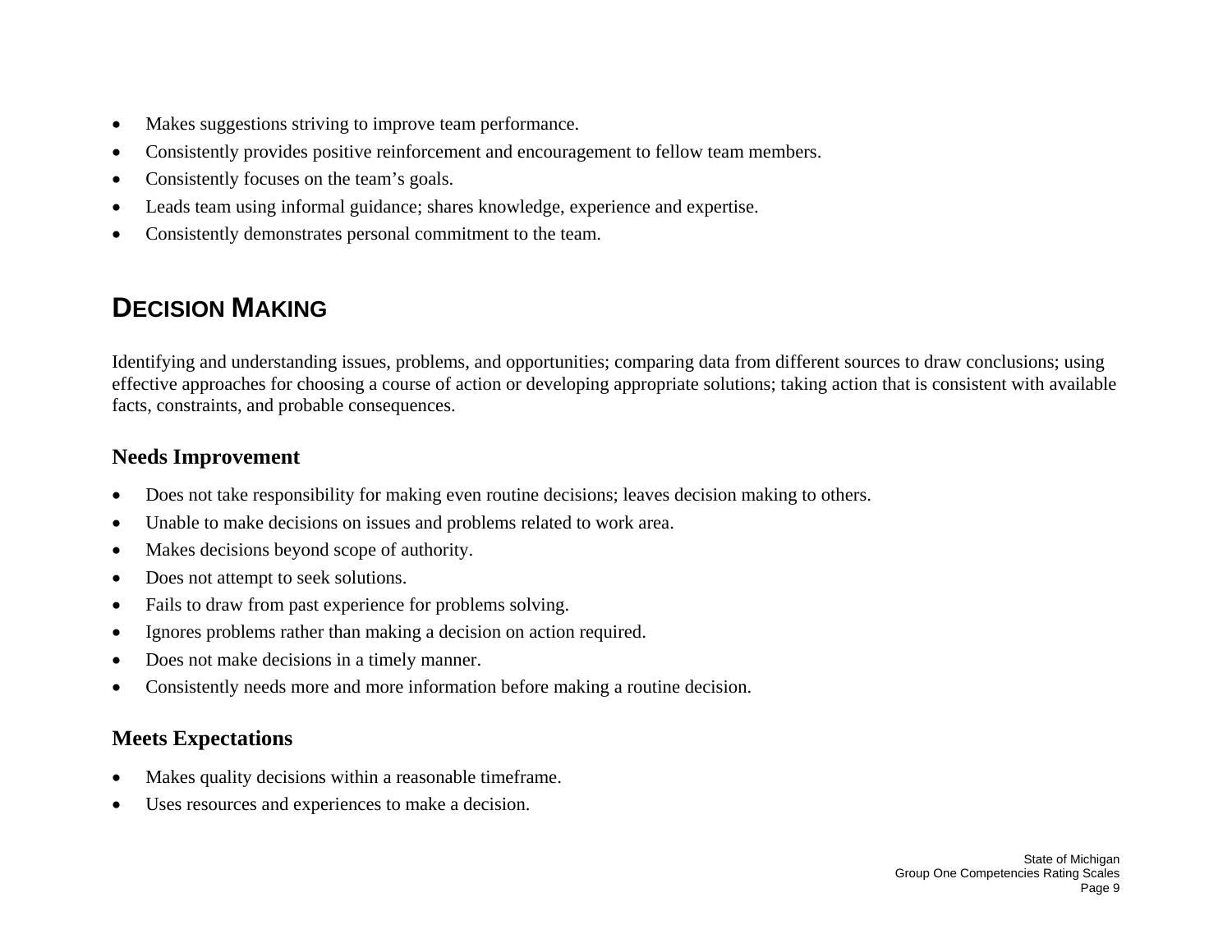- Makes suggestions striving to improve team performance.
- Consistently provides positive reinforcement and encouragement to fellow team members.
- Consistently focuses on the team's goals.
- Leads team using informal guidance; shares knowledge, experience and expertise.
- Consistently demonstrates personal commitment to the team.

## DECISION MAKING

Identifying and understanding issues, problems, and opportunities; comparing data from different sources to draw conclusions; using effective approaches for choosing a course of action or developing appropriate solutions; taking action that is consistent with available facts, constraints, and probable consequences.

### Needs Improvement

- Does not take responsibility for making even routine decisions; leaves decision making to others.
- Unable to make decisions on issues and problems related to work area.
- Makes decisions beyond scope of authority.
- Does not attempt to seek solutions.
- Fails to draw from past experience for problems solving.
- Ignores problems rather than making a decision on action required.
- Does not make decisions in a timely manner.
- Consistently needs more and more information before making a routine decision.

### Meets Expectations

- Makes quality decisions within a reasonable timeframe.
- Uses resources and experiences to make a decision.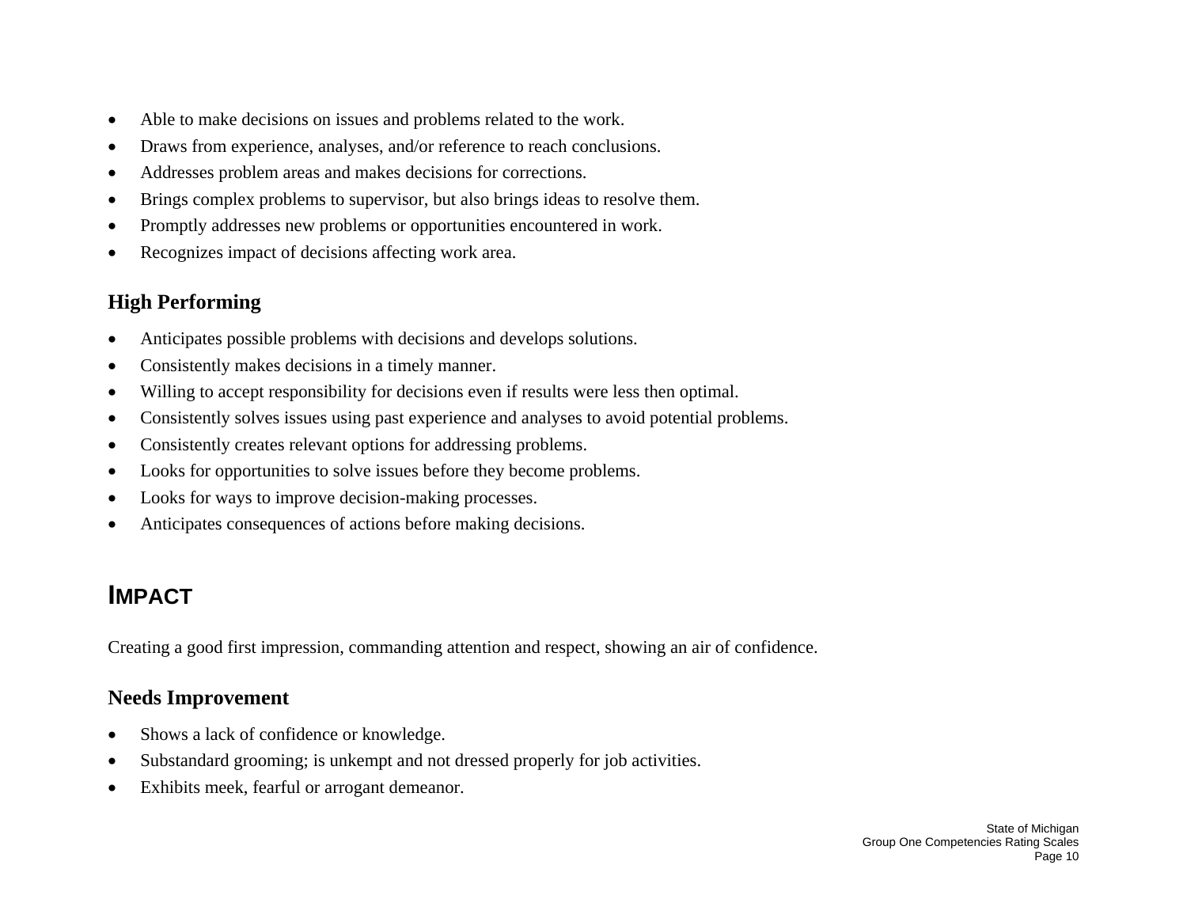- Able to make decisions on issues and problems related to the work.
- Draws from experience, analyses, and/or reference to reach conclusions.
- Addresses problem areas and makes decisions for corrections.
- Brings complex problems to supervisor, but also brings ideas to resolve them.
- Promptly addresses new problems or opportunities encountered in work.
- Recognizes impact of decisions affecting work area.

### High Performing

- Anticipates possible problems with decisions and develops solutions.
- Consistently makes decisions in a timely manner.
- Willing to accept responsibility for decisions even if results were less then optimal.
- Consistently solves issues using past experience and analyses to avoid potential problems.
- Consistently creates relevant options for addressing problems.
- Looks for opportunities to solve issues before they become problems.
- Looks for ways to improve decision-making processes.
- Anticipates consequences of actions before making decisions.

## IMPACT

Creating a good first impression, commanding attention and respect, showing an air of confidence.

### Needs Improvement

- Shows a lack of confidence or knowledge.
- Substandard grooming; is unkempt and not dressed properly for job activities.
- Exhibits meek, fearful or arrogant demeanor.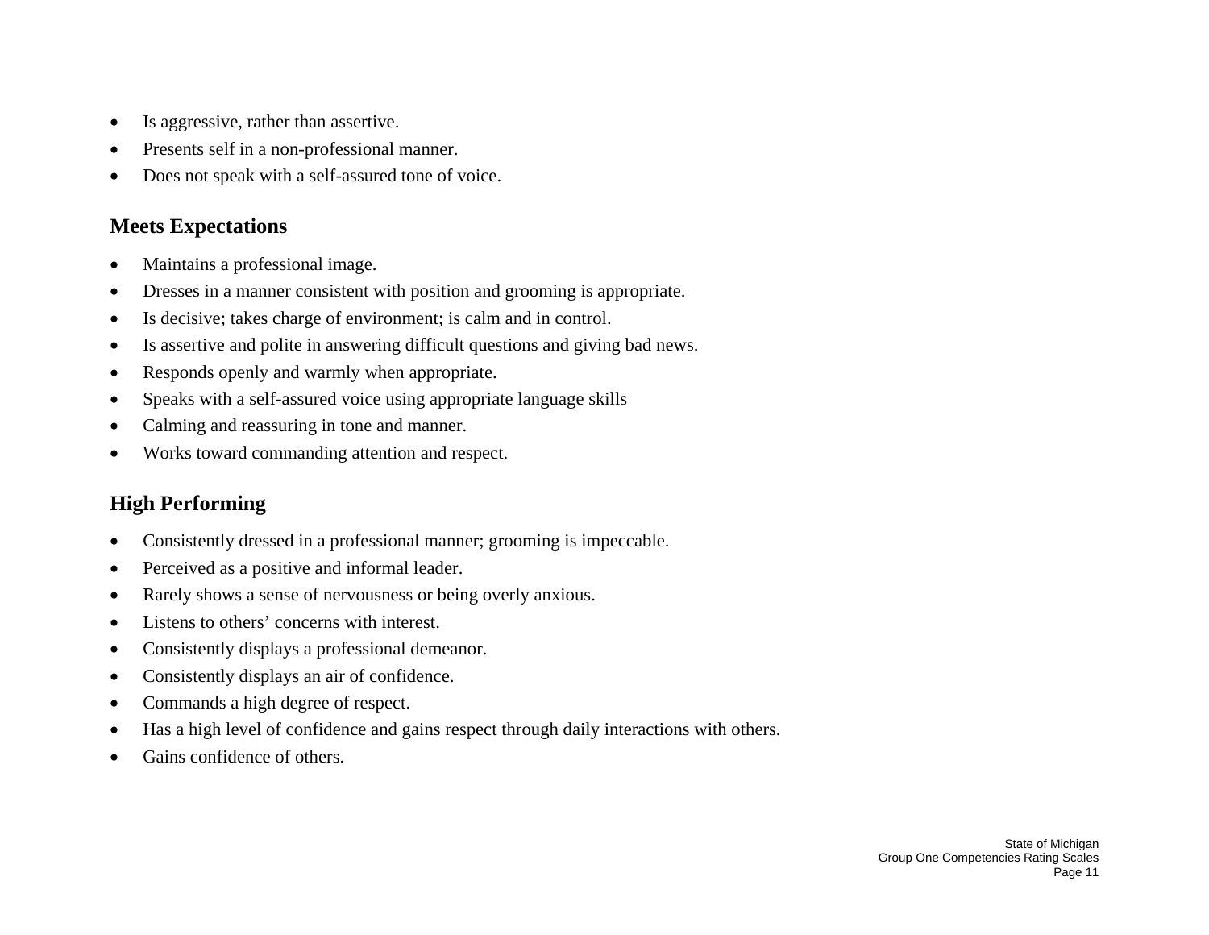- Is aggressive, rather than assertive.
- Presents self in a non-professional manner.
- Does not speak with a self-assured tone of voice.

## Meets Expectations

- Maintains a professional image.
- Dresses in a manner consistent with position and grooming is appropriate.
- Is decisive; takes charge of environment; is calm and in control.
- Is assertive and polite in answering difficult questions and giving bad news.
- Responds openly and warmly when appropriate.
- Speaks with a self-assured voice using appropriate language skills
- Calming and reassuring in tone and manner.
- Works toward commanding attention and respect.

## High Performing

- Consistently dressed in a professional manner; grooming is impeccable.
- Perceived as a positive and informal leader.
- Rarely shows a sense of nervousness or being overly anxious.
- Listens to others' concerns with interest.
- Consistently displays a professional demeanor.
- Consistently displays an air of confidence.
- Commands a high degree of respect.
- Has a high level of confidence and gains respect through daily interactions with others.
- Gains confidence of others.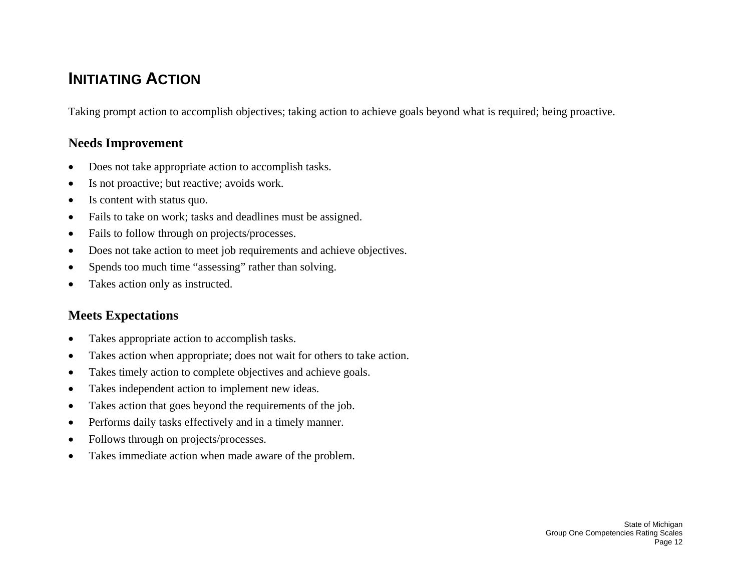# INITIATING ACTION

Taking prompt action to accomplish objectives; taking action to achieve goals beyond what is required; being proactive.

## Needs Improvement

- Does not take appropriate action to accomplish tasks.
- Is not proactive; but reactive; avoids work.
- Is content with status quo.
- Fails to take on work; tasks and deadlines must be assigned.
- Fails to follow through on projects/processes.
- Does not take action to meet job requirements and achieve objectives.
- Spends too much time "assessing" rather than solving.
- Takes action only as instructed.

## Meets Expectations

- Takes appropriate action to accomplish tasks.
- Takes action when appropriate; does not wait for others to take action.
- Takes timely action to complete objectives and achieve goals.
- Takes independent action to implement new ideas.
- Takes action that goes beyond the requirements of the job.
- Performs daily tasks effectively and in a timely manner.
- Follows through on projects/processes.
- Takes immediate action when made aware of the problem.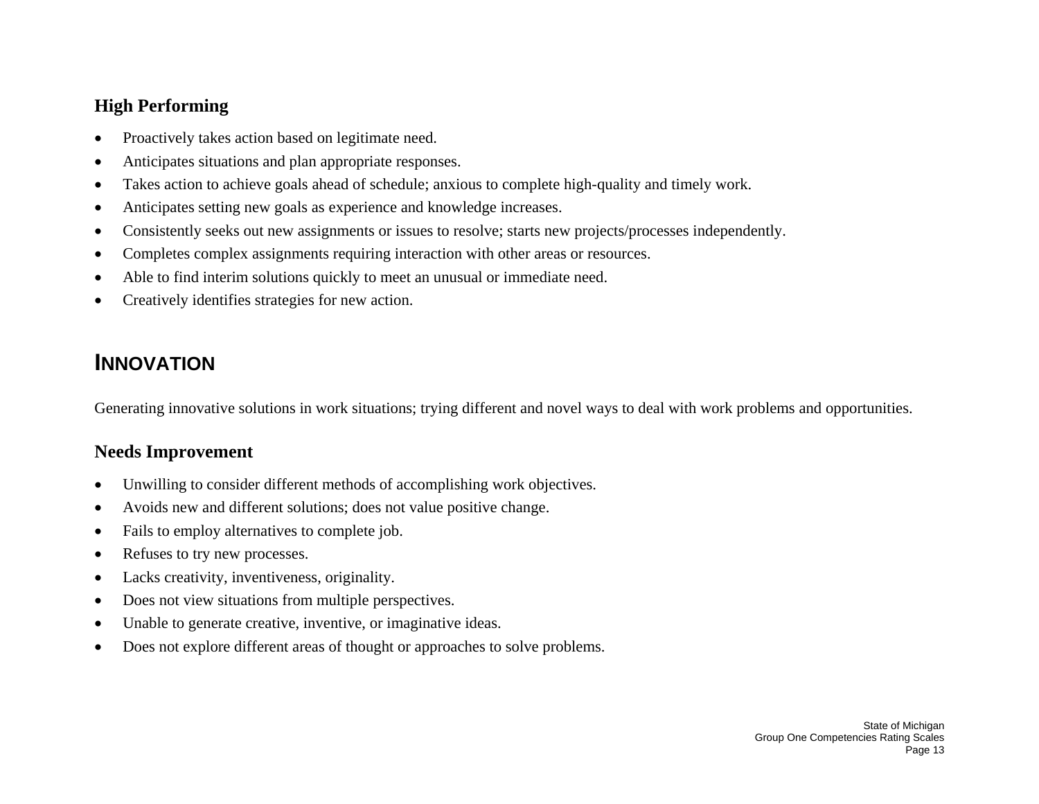### High Performing

- Proactively takes action based on legitimate need.
- Anticipates situations and plan appropriate responses.
- Takes action to achieve goals ahead of schedule; anxious to complete high-quality and timely work.
- Anticipates setting new goals as experience and knowledge increases.
- Consistently seeks out new assignments or issues to resolve; starts new projects/processes independently.
- Completes complex assignments requiring interaction with other areas or resources.
- Able to find interim solutions quickly to meet an unusual or immediate need.
- Creatively identifies strategies for new action.

## INNOVATION

Generating innovative solutions in work situations; trying different and novel ways to deal with work problems and opportunities.

### Needs Improvement

- Unwilling to consider different methods of accomplishing work objectives.
- Avoids new and different solutions; does not value positive change.
- Fails to employ alternatives to complete job.
- Refuses to try new processes.
- Lacks creativity, inventiveness, originality.
- Does not view situations from multiple perspectives.
- Unable to generate creative, inventive, or imaginative ideas.
- Does not explore different areas of thought or approaches to solve problems.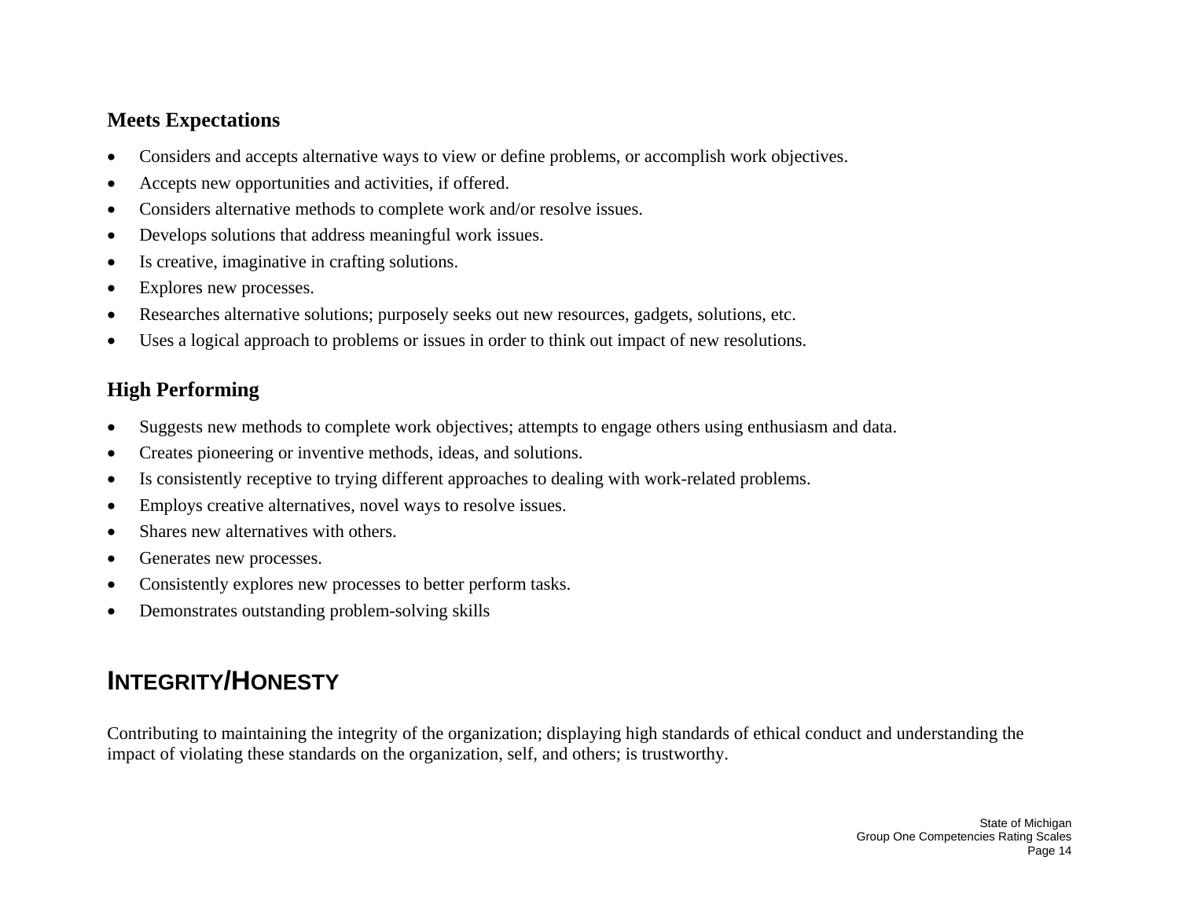### Meets Expectations

- Considers and accepts alternative ways to view or define problems, or accomplish work objectives.
- Accepts new opportunities and activities, if offered.
- Considers alternative methods to complete work and/or resolve issues.
- Develops solutions that address meaningful work issues.
- Is creative, imaginative in crafting solutions.
- Explores new processes.
- Researches alternative solutions; purposely seeks out new resources, gadgets, solutions, etc.
- Uses a logical approach to problems or issues in order to think out impact of new resolutions.

### High Performing

- Suggests new methods to complete work objectives; attempts to engage others using enthusiasm and data.
- Creates pioneering or inventive methods, ideas, and solutions.
- Is consistently receptive to trying different approaches to dealing with work-related problems.
- Employs creative alternatives, novel ways to resolve issues.
- Shares new alternatives with others.
- Generates new processes.
- Consistently explores new processes to better perform tasks.
- Demonstrates outstanding problem-solving skills

## INTEGRITY/HONESTY

Contributing to maintaining the integrity of the organization; displaying high standards of ethical conduct and understanding the impact of violating these standards on the organization, self, and others; is trustworthy.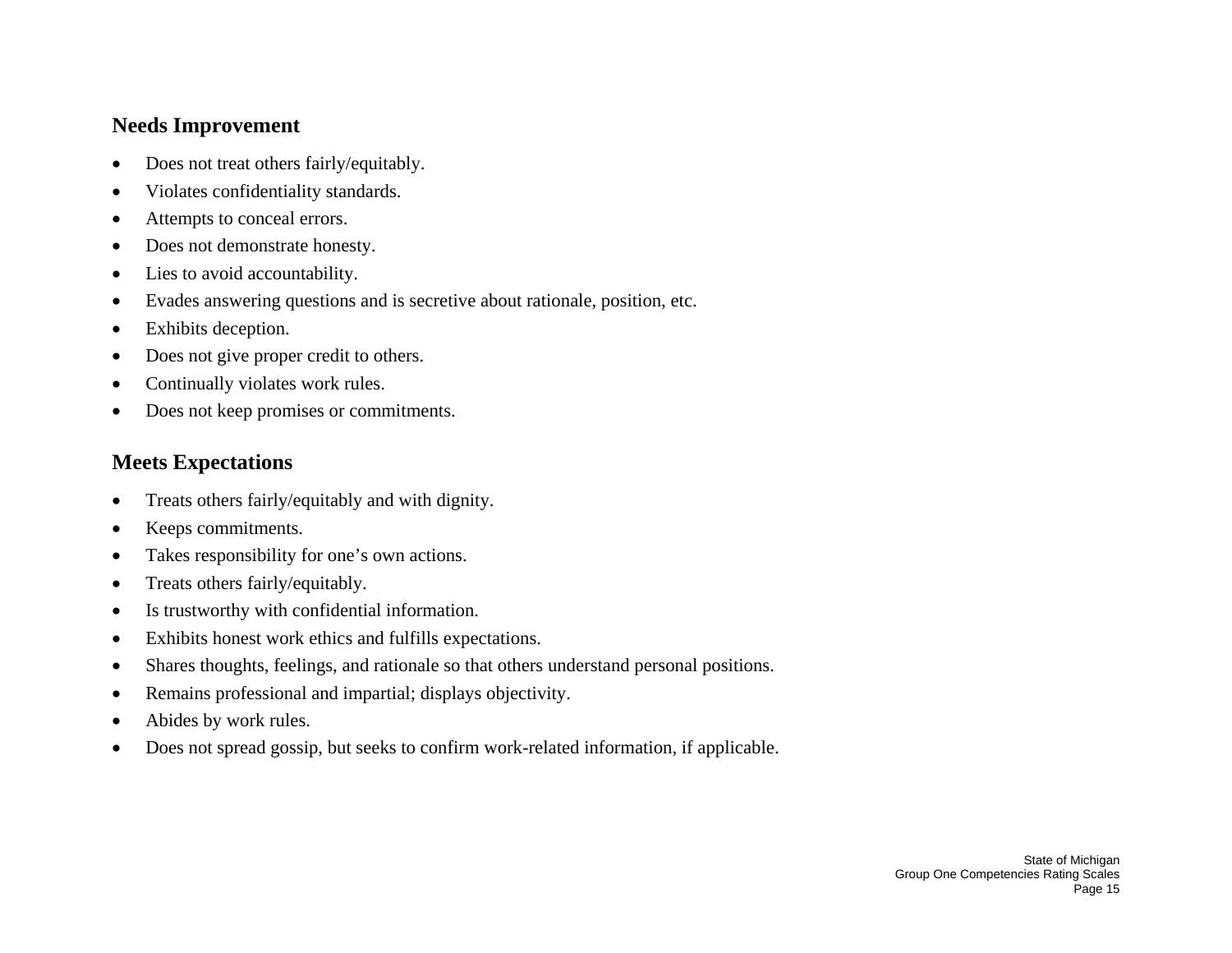## Needs Improvement

- Does not treat others fairly/equitably.
- Violates confidentiality standards.
- Attempts to conceal errors.
- Does not demonstrate honesty.
- Lies to avoid accountability.
- Evades answering questions and is secretive about rationale, position, etc.
- Exhibits deception.
- Does not give proper credit to others.
- Continually violates work rules.
- Does not keep promises or commitments.

## Meets Expectations

- Treats others fairly/equitably and with dignity.
- Keeps commitments.
- Takes responsibility for one's own actions.
- Treats others fairly/equitably.
- Is trustworthy with confidential information.
- Exhibits honest work ethics and fulfills expectations.
- Shares thoughts, feelings, and rationale so that others understand personal positions.
- Remains professional and impartial; displays objectivity.
- Abides by work rules.
- Does not spread gossip, but seeks to confirm work-related information, if applicable.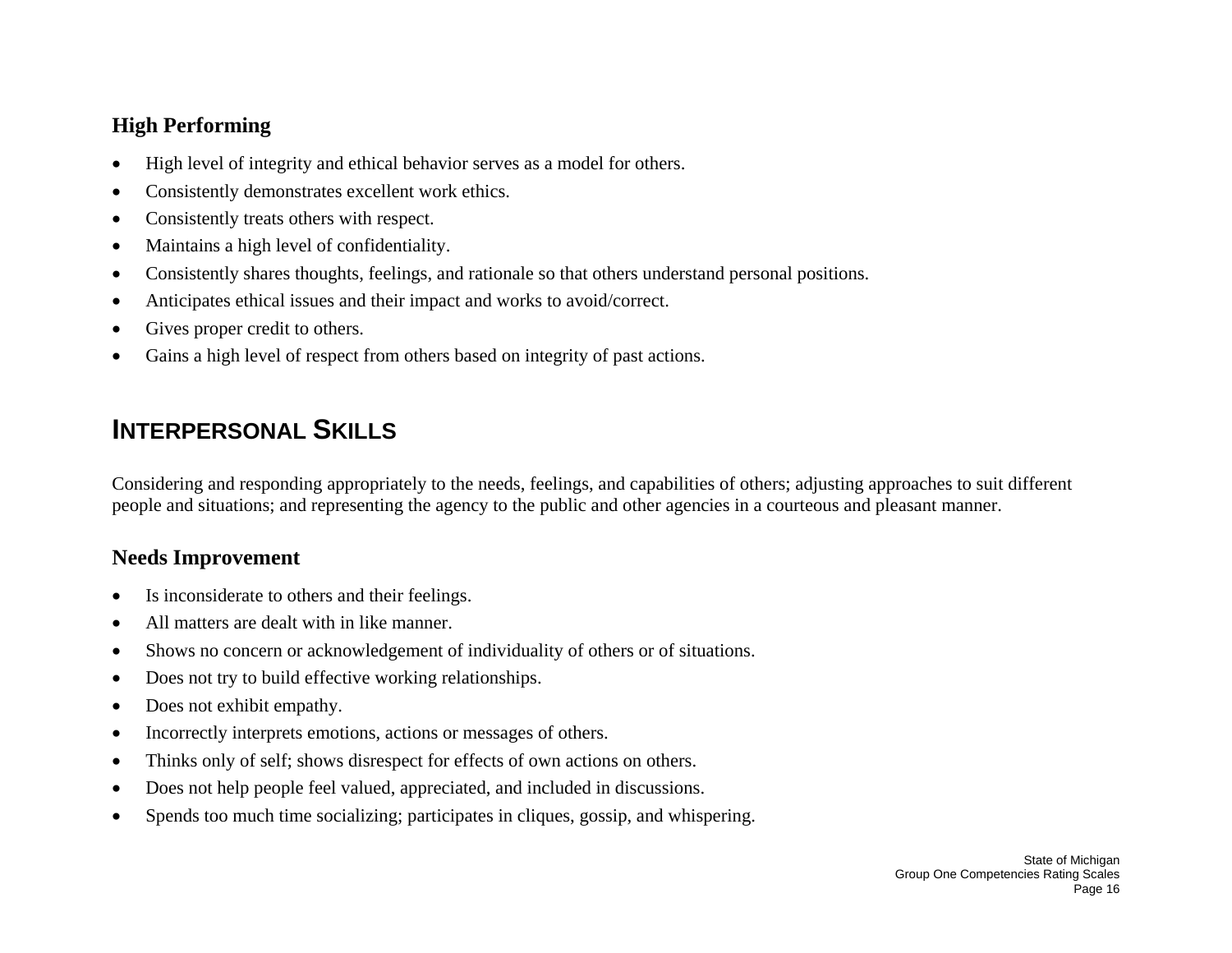### High Performing

- High level of integrity and ethical behavior serves as a model for others.
- Consistently demonstrates excellent work ethics.
- Consistently treats others with respect.
- Maintains a high level of confidentiality.
- Consistently shares thoughts, feelings, and rationale so that others understand personal positions.
- Anticipates ethical issues and their impact and works to avoid/correct.
- Gives proper credit to others.
- Gains a high level of respect from others based on integrity of past actions.

## INTERPERSONAL SKILLS

Considering and responding appropriately to the needs, feelings, and capabilities of others; adjusting approaches to suit different people and situations; and representing the agency to the public and other agencies in a courteous and pleasant manner.

### Needs Improvement

- Is inconsiderate to others and their feelings.
- All matters are dealt with in like manner.
- Shows no concern or acknowledgement of individuality of others or of situations.
- Does not try to build effective working relationships.
- Does not exhibit empathy.
- Incorrectly interprets emotions, actions or messages of others.
- Thinks only of self; shows disrespect for effects of own actions on others.
- Does not help people feel valued, appreciated, and included in discussions.
- Spends too much time socializing; participates in cliques, gossip, and whispering.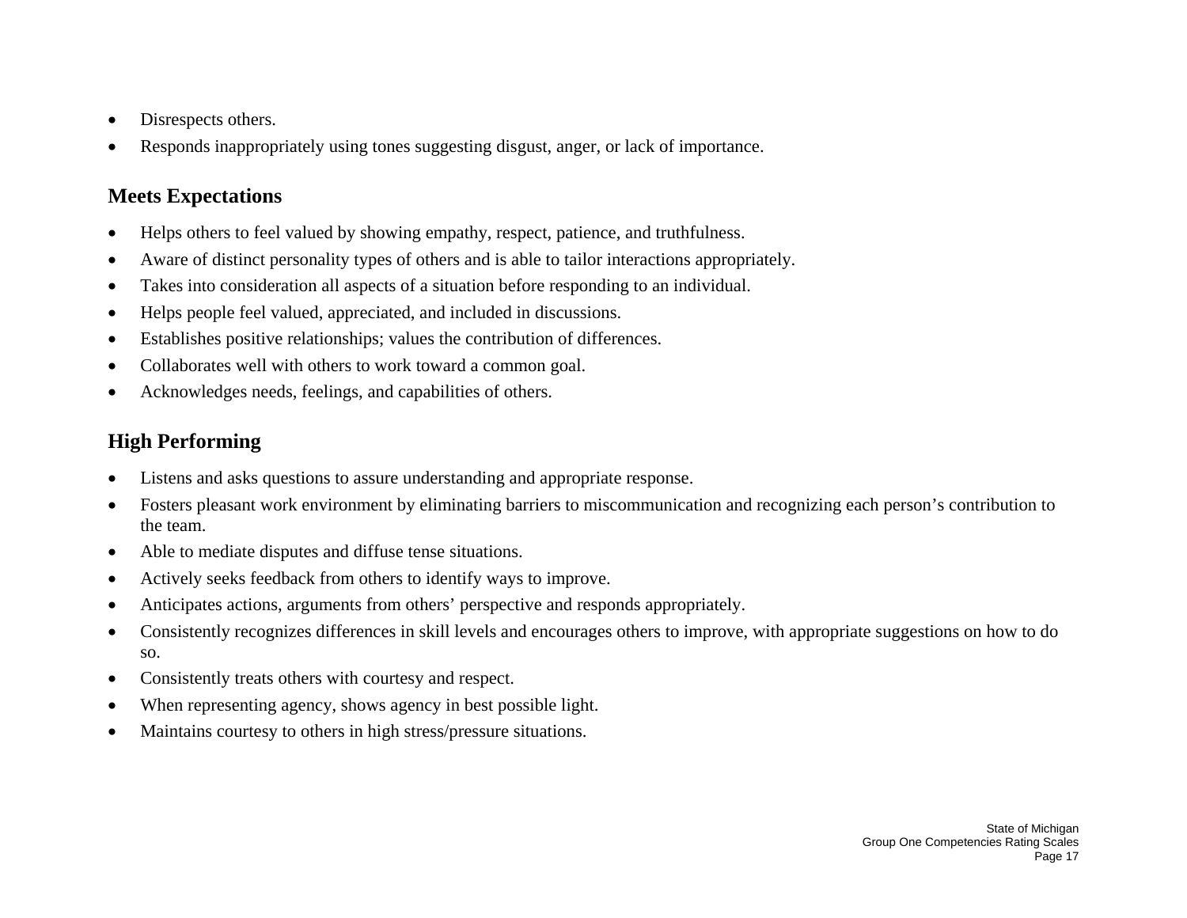- Disrespects others.
- Responds inappropriately using tones suggesting disgust, anger, or lack of importance.

## Meets Expectations

- Helps others to feel valued by showing empathy, respect, patience, and truthfulness.
- Aware of distinct personality types of others and is able to tailor interactions appropriately.
- Takes into consideration all aspects of a situation before responding to an individual.
- Helps people feel valued, appreciated, and included in discussions.
- Establishes positive relationships; values the contribution of differences.
- Collaborates well with others to work toward a common goal.
- Acknowledges needs, feelings, and capabilities of others.

## High Performing

- Listens and asks questions to assure understanding and appropriate response.
- Fosters pleasant work environment by eliminating barriers to miscommunication and recognizing each person's contribution to the team.
- Able to mediate disputes and diffuse tense situations.
- Actively seeks feedback from others to identify ways to improve.
- Anticipates actions, arguments from others' perspective and responds appropriately.
- Consistently recognizes differences in skill levels and encourages others to improve, with appropriate suggestions on how to do so.
- Consistently treats others with courtesy and respect.
- When representing agency, shows agency in best possible light.
- Maintains courtesy to others in high stress/pressure situations.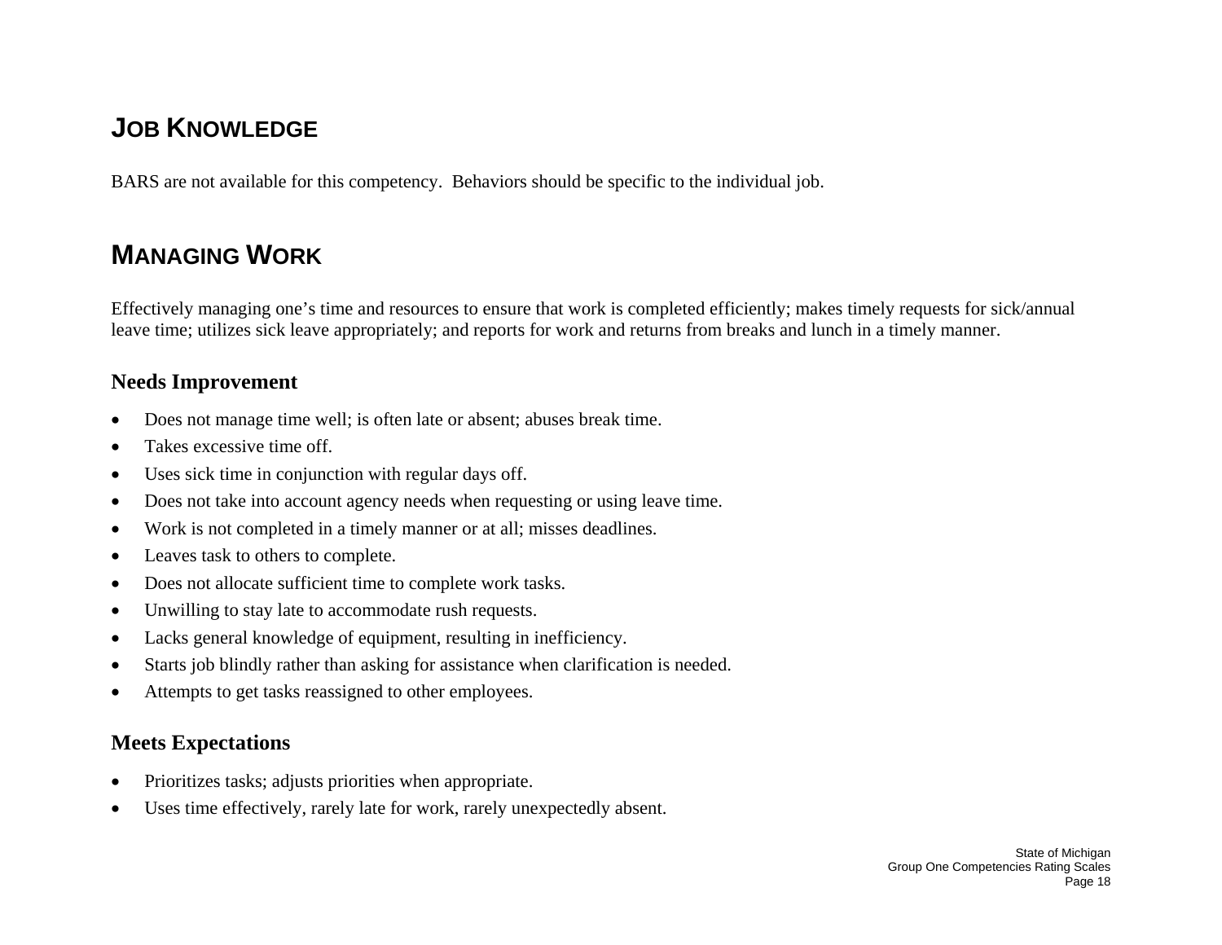## JOB KNOWLEDGE

BARS are not available for this competency. Behaviors should be specific to the individual job.

## MANAGING WORK

Effectively managing one's time and resources to ensure that work is completed efficiently; makes timely requests for sick/annual leave time; utilizes sick leave appropriately; and reports for work and returns from breaks and lunch in a timely manner.

### Needs Improvement

- Does not manage time well; is often late or absent; abuses break time.
- Takes excessive time off.
- Uses sick time in conjunction with regular days off.
- Does not take into account agency needs when requesting or using leave time.
- Work is not completed in a timely manner or at all; misses deadlines.
- Leaves task to others to complete.
- Does not allocate sufficient time to complete work tasks.
- Unwilling to stay late to accommodate rush requests.
- Lacks general knowledge of equipment, resulting in inefficiency.
- Starts job blindly rather than asking for assistance when clarification is needed.
- Attempts to get tasks reassigned to other employees.

### Meets Expectations

- Prioritizes tasks; adjusts priorities when appropriate.
- Uses time effectively, rarely late for work, rarely unexpectedly absent.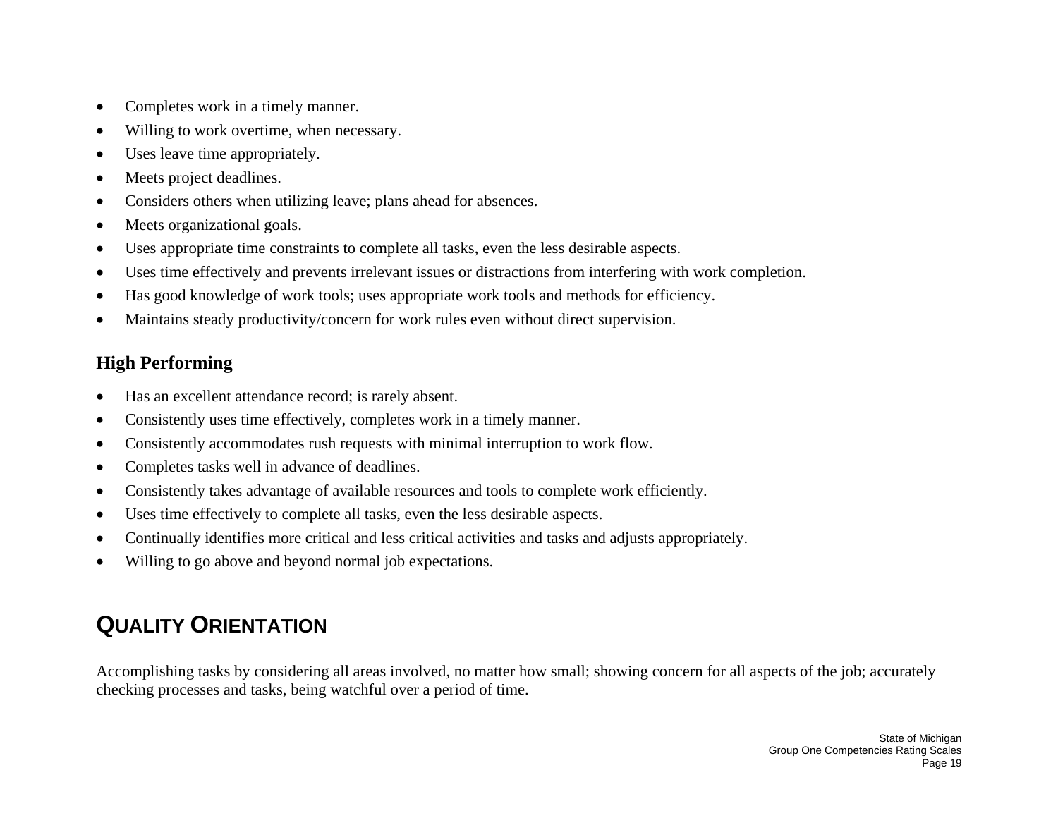- Completes work in a timely manner.
- Willing to work overtime, when necessary.
- Uses leave time appropriately.
- Meets project deadlines.
- Considers others when utilizing leave; plans ahead for absences.
- Meets organizational goals.
- Uses appropriate time constraints to complete all tasks, even the less desirable aspects.
- Uses time effectively and prevents irrelevant issues or distractions from interfering with work completion.
- Has good knowledge of work tools; uses appropriate work tools and methods for efficiency.
- Maintains steady productivity/concern for work rules even without direct supervision.

### High Performing

- Has an excellent attendance record; is rarely absent.
- Consistently uses time effectively, completes work in a timely manner.
- Consistently accommodates rush requests with minimal interruption to work flow.
- Completes tasks well in advance of deadlines.
- Consistently takes advantage of available resources and tools to complete work efficiently.
- Uses time effectively to complete all tasks, even the less desirable aspects.
- Continually identifies more critical and less critical activities and tasks and adjusts appropriately.
- Willing to go above and beyond normal job expectations.

## Quality Orientation

Accomplishing tasks by considering all areas involved, no matter how small; showing concern for all aspects of the job; accurately checking processes and tasks, being watchful over a period of time.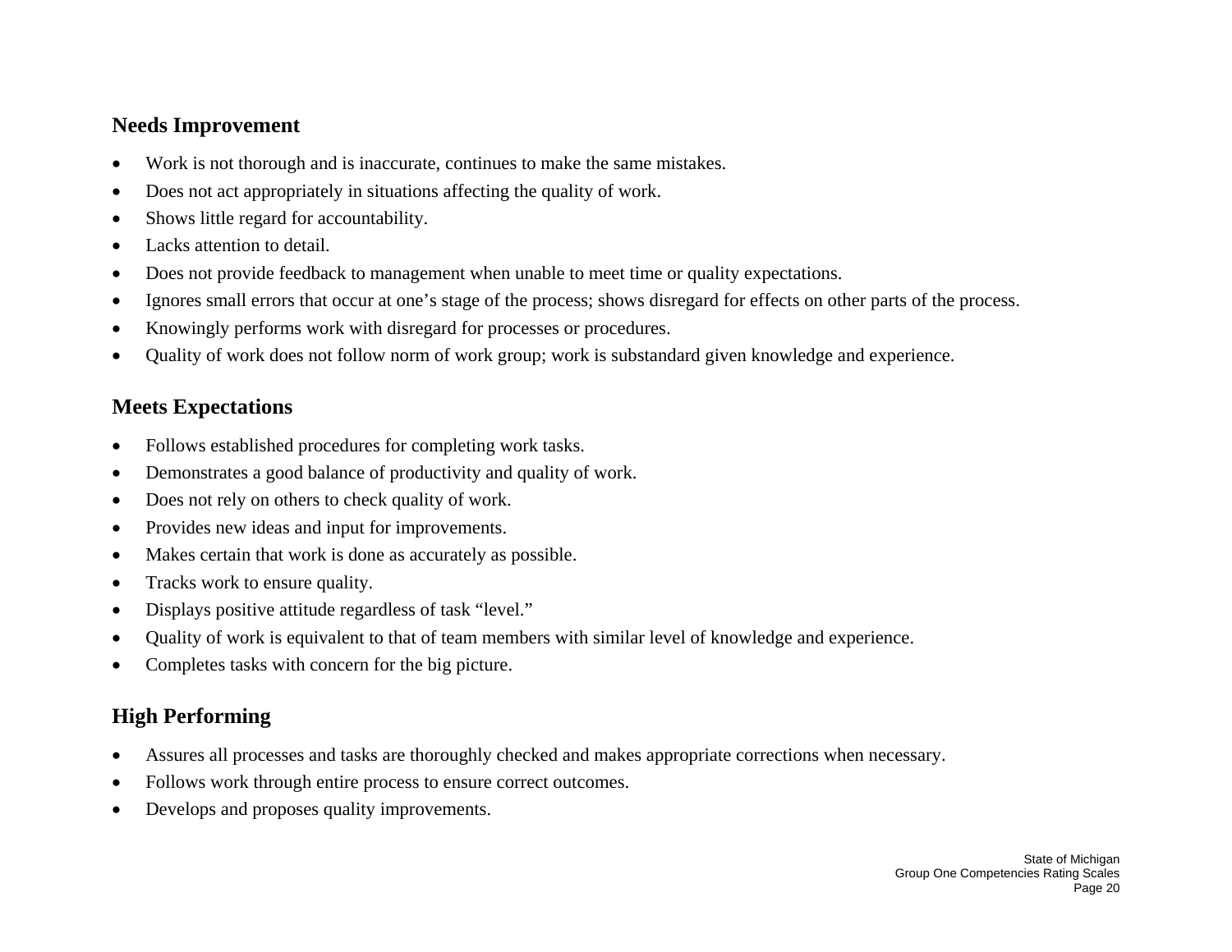## Needs Improvement

- Work is not thorough and is inaccurate, continues to make the same mistakes.
- Does not act appropriately in situations affecting the quality of work.
- Shows little regard for accountability.
- Lacks attention to detail.
- Does not provide feedback to management when unable to meet time or quality expectations.
- Ignores small errors that occur at one's stage of the process; shows disregard for effects on other parts of the process.
- Knowingly performs work with disregard for processes or procedures.
- Quality of work does not follow norm of work group; work is substandard given knowledge and experience.

## Meets Expectations

- Follows established procedures for completing work tasks.
- Demonstrates a good balance of productivity and quality of work.
- Does not rely on others to check quality of work.
- Provides new ideas and input for improvements.
- Makes certain that work is done as accurately as possible.
- Tracks work to ensure quality.
- Displays positive attitude regardless of task "level."
- Quality of work is equivalent to that of team members with similar level of knowledge and experience.
- Completes tasks with concern for the big picture.

## High Performing

- Assures all processes and tasks are thoroughly checked and makes appropriate corrections when necessary.
- Follows work through entire process to ensure correct outcomes.
- Develops and proposes quality improvements.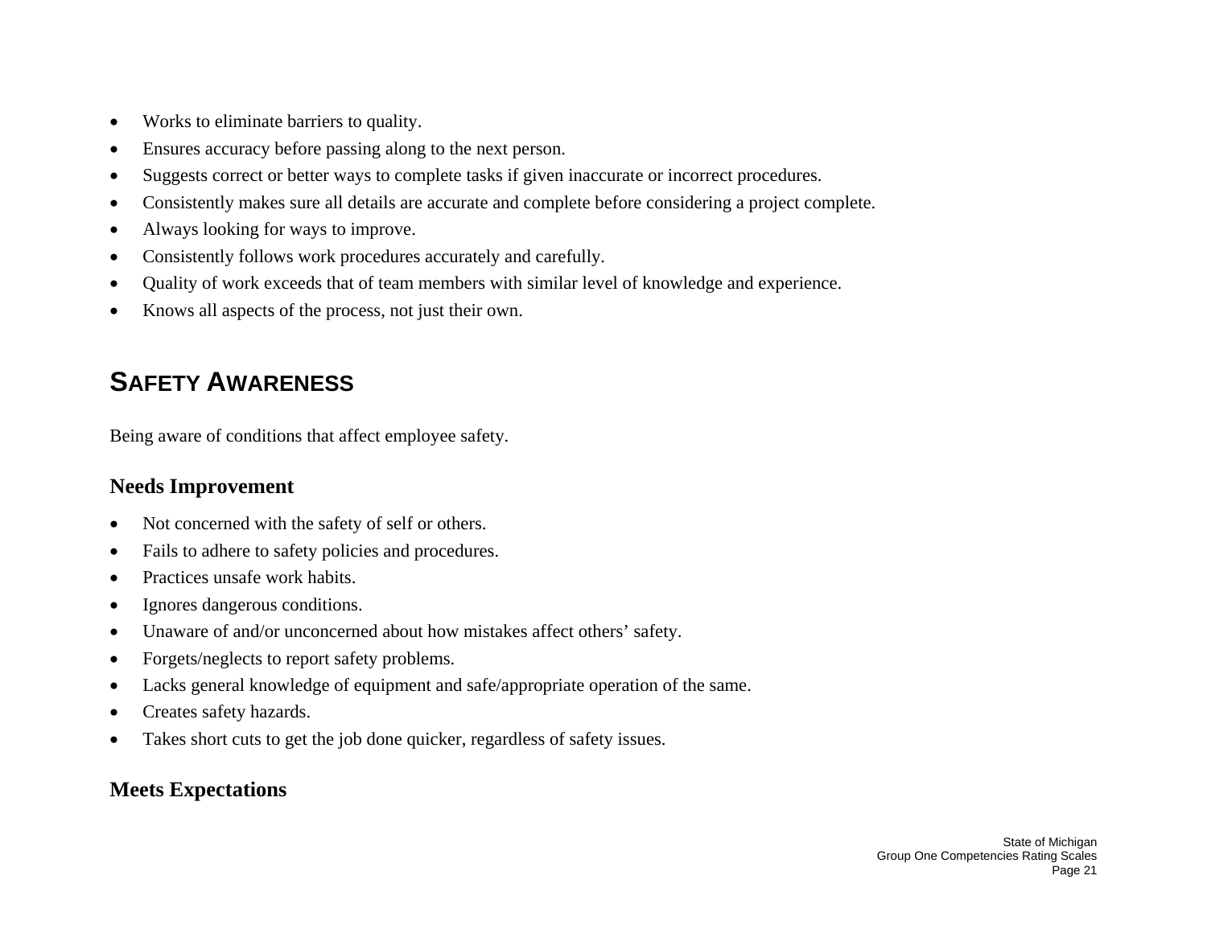- Works to eliminate barriers to quality.
- Ensures accuracy before passing along to the next person.
- Suggests correct or better ways to complete tasks if given inaccurate or incorrect procedures.
- Consistently makes sure all details are accurate and complete before considering a project complete.
- Always looking for ways to improve.
- Consistently follows work procedures accurately and carefully.
- Quality of work exceeds that of team members with similar level of knowledge and experience.
- Knows all aspects of the process, not just their own.

## SAFETY AWARENESS

Being aware of conditions that affect employee safety.

### Needs Improvement

- Not concerned with the safety of self or others.
- Fails to adhere to safety policies and procedures.
- Practices unsafe work habits.
- Ignores dangerous conditions.
- Unaware of and/or unconcerned about how mistakes affect others' safety.
- Forgets/neglects to report safety problems.
- Lacks general knowledge of equipment and safe/appropriate operation of the same.
- Creates safety hazards.
- Takes short cuts to get the job done quicker, regardless of safety issues.

### Meets Expectations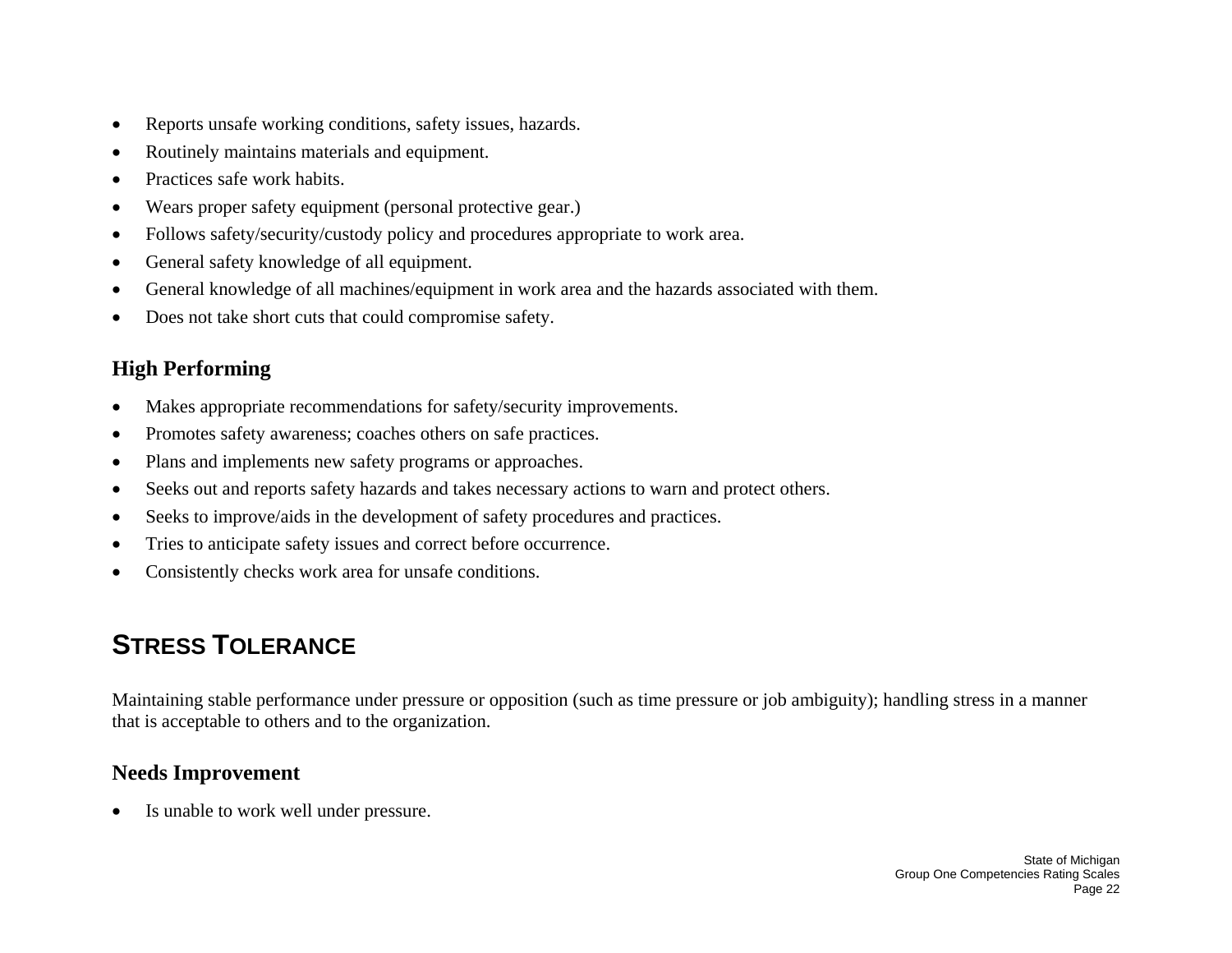- Reports unsafe working conditions, safety issues, hazards.
- Routinely maintains materials and equipment.
- Practices safe work habits.
- Wears proper safety equipment (personal protective gear.)
- Follows safety/security/custody policy and procedures appropriate to work area.
- General safety knowledge of all equipment.
- General knowledge of all machines/equipment in work area and the hazards associated with them.
- Does not take short cuts that could compromise safety.

### High Performing

- Makes appropriate recommendations for safety/security improvements.
- Promotes safety awareness; coaches others on safe practices.
- Plans and implements new safety programs or approaches.
- Seeks out and reports safety hazards and takes necessary actions to warn and protect others.
- Seeks to improve/aids in the development of safety procedures and practices.
- Tries to anticipate safety issues and correct before occurrence.
- Consistently checks work area for unsafe conditions.

## STRESS TOLERANCE

Maintaining stable performance under pressure or opposition (such as time pressure or job ambiguity); handling stress in a manner that is acceptable to others and to the organization.

### Needs Improvement

- Is unable to work well under pressure.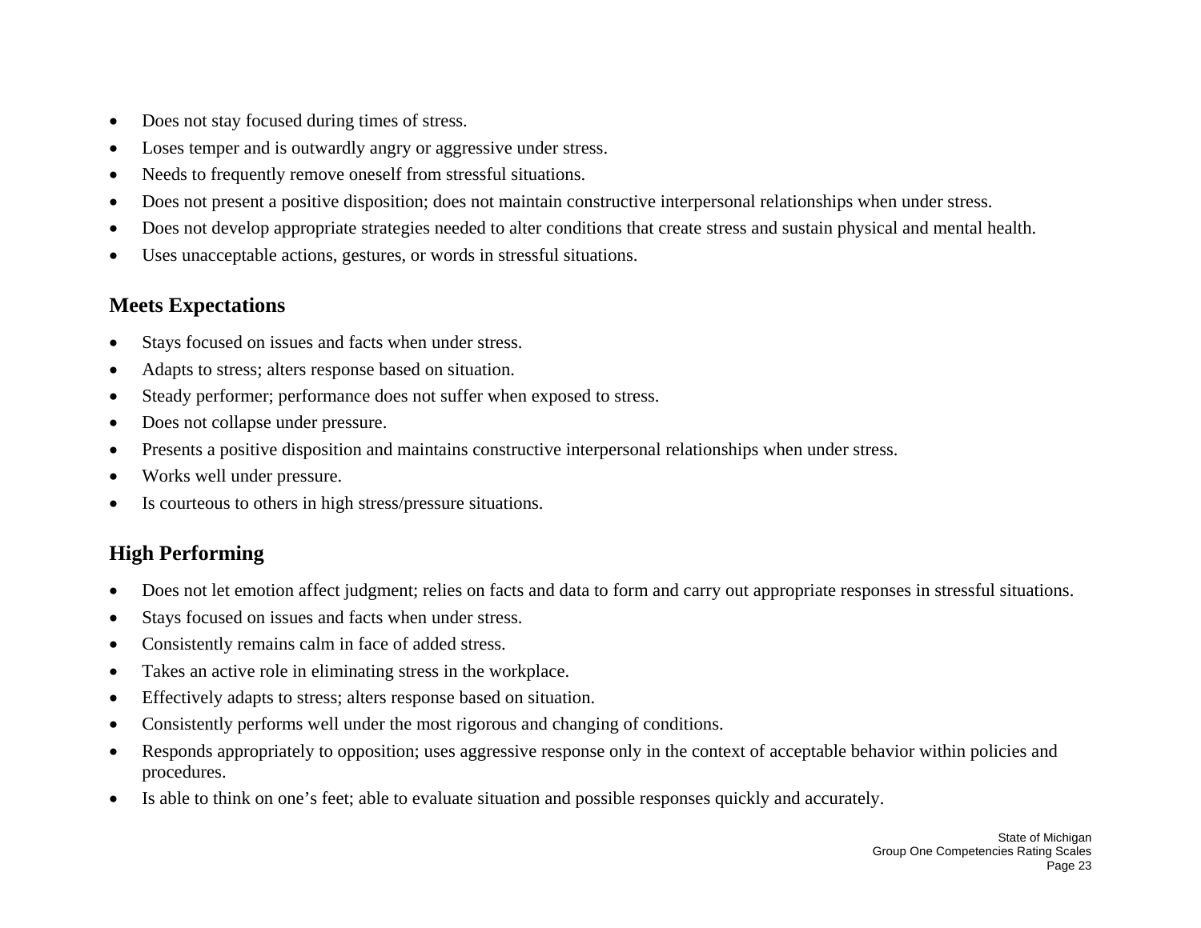- Does not stay focused during times of stress.
- Loses temper and is outwardly angry or aggressive under stress.
- Needs to frequently remove oneself from stressful situations.
- Does not present a positive disposition; does not maintain constructive interpersonal relationships when under stress.
- Does not develop appropriate strategies needed to alter conditions that create stress and sustain physical and mental health.
- Uses unacceptable actions, gestures, or words in stressful situations.

## Meets Expectations

- Stays focused on issues and facts when under stress.
- Adapts to stress; alters response based on situation.
- Steady performer; performance does not suffer when exposed to stress.
- Does not collapse under pressure.
- Presents a positive disposition and maintains constructive interpersonal relationships when under stress.
- Works well under pressure.
- Is courteous to others in high stress/pressure situations.

## High Performing

- Does not let emotion affect judgment; relies on facts and data to form and carry out appropriate responses in stressful situations.
- Stays focused on issues and facts when under stress.
- Consistently remains calm in face of added stress.
- Takes an active role in eliminating stress in the workplace.
- Effectively adapts to stress; alters response based on situation.
- Consistently performs well under the most rigorous and changing of conditions.
- Responds appropriately to opposition; uses aggressive response only in the context of acceptable behavior within policies and procedures.
- Is able to think on one's feet; able to evaluate situation and possible responses quickly and accurately.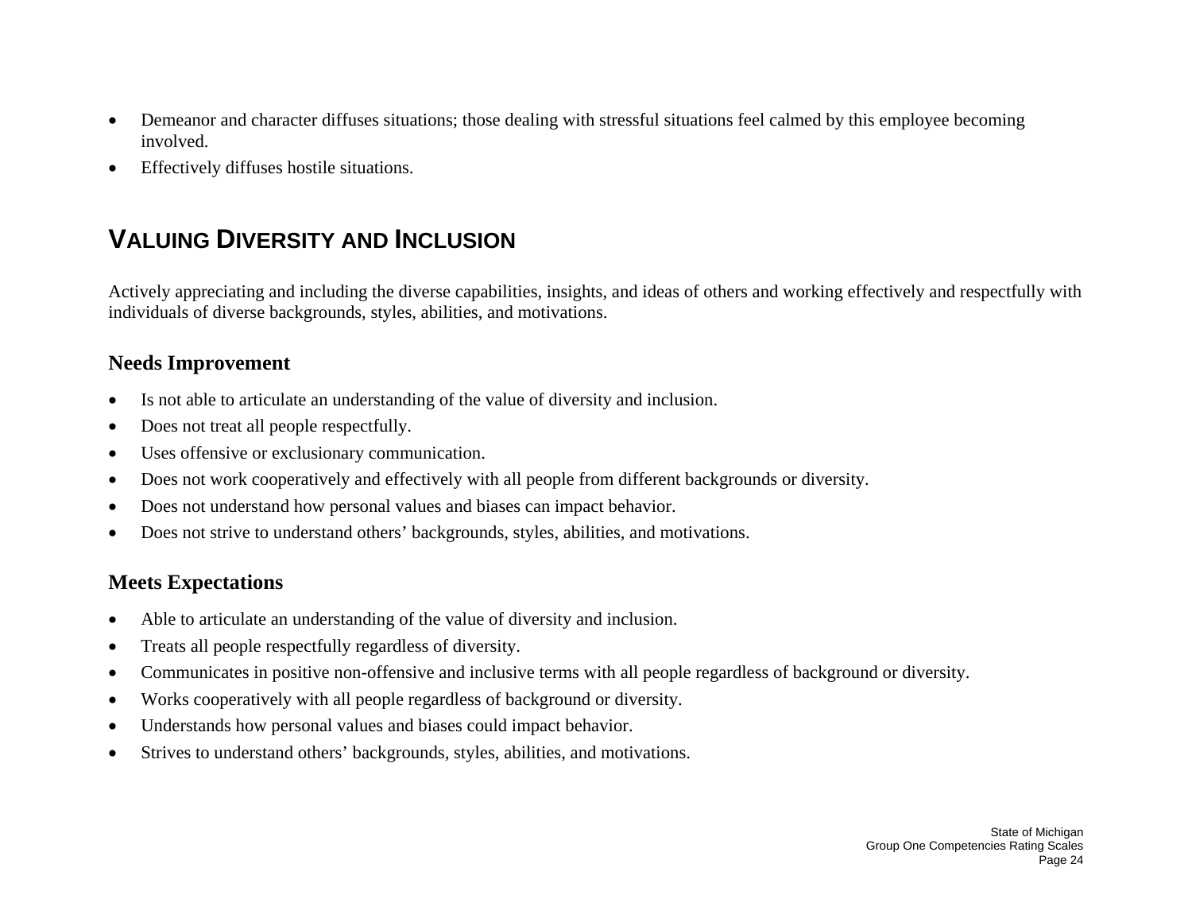- Demeanor and character diffuses situations; those dealing with stressful situations feel calmed by this employee becoming involved.
- Effectively diffuses hostile situations.

## VALUING DIVERSITY AND INCLUSION

Actively appreciating and including the diverse capabilities, insights, and ideas of others and working effectively and respectfully with individuals of diverse backgrounds, styles, abilities, and motivations.

### Needs Improvement

- Is not able to articulate an understanding of the value of diversity and inclusion.
- Does not treat all people respectfully.
- Uses offensive or exclusionary communication.
- Does not work cooperatively and effectively with all people from different backgrounds or diversity.
- Does not understand how personal values and biases can impact behavior.
- Does not strive to understand others' backgrounds, styles, abilities, and motivations.

### Meets Expectations

- Able to articulate an understanding of the value of diversity and inclusion.
- Treats all people respectfully regardless of diversity.
- Communicates in positive non-offensive and inclusive terms with all people regardless of background or diversity.
- Works cooperatively with all people regardless of background or diversity.
- Understands how personal values and biases could impact behavior.
- Strives to understand others' backgrounds, styles, abilities, and motivations.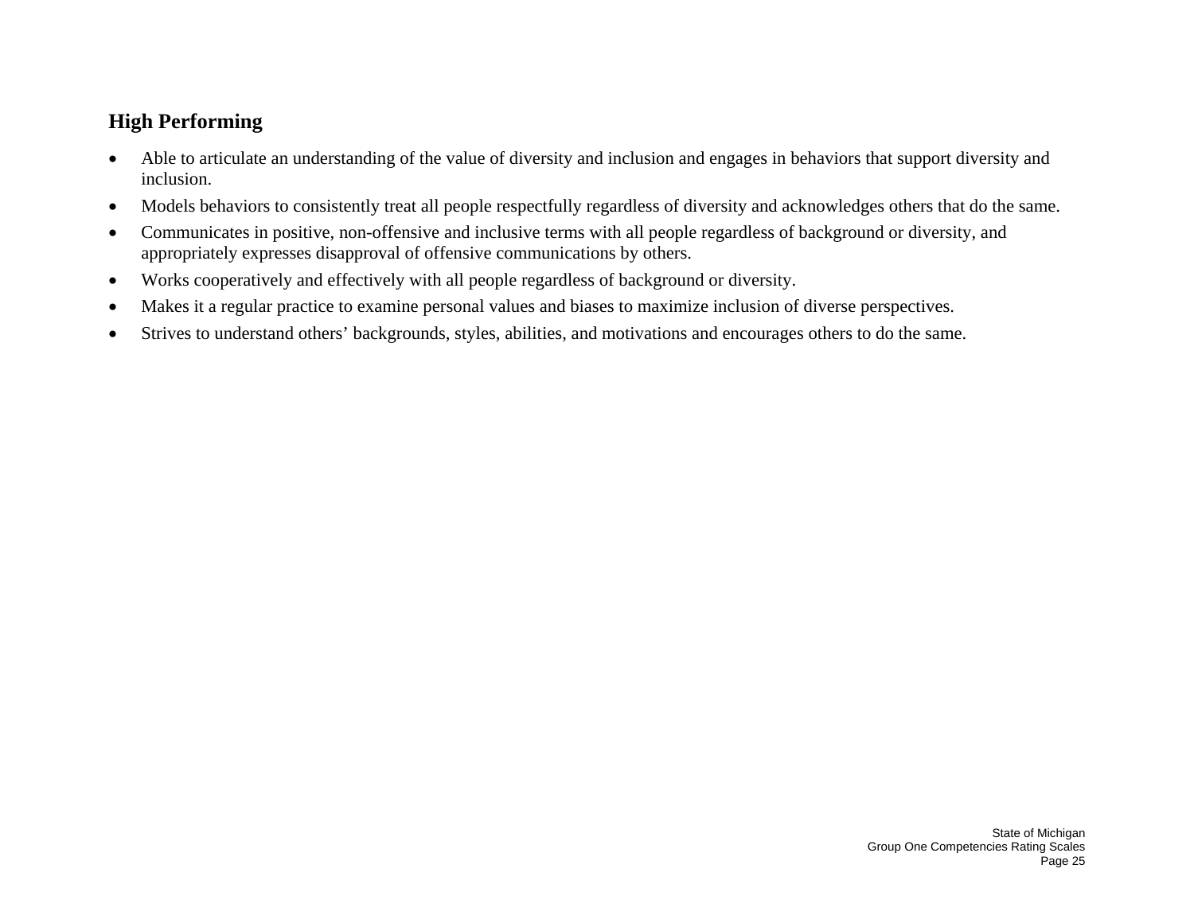## High Performing

- Able to articulate an understanding of the value of diversity and inclusion and engages in behaviors that support diversity and inclusion.
- Models behaviors to consistently treat all people respectfully regardless of diversity and acknowledges others that do the same.
- Communicates in positive, non-offensive and inclusive terms with all people regardless of background or diversity, and appropriately expresses disapproval of offensive communications by others.
- Works cooperatively and effectively with all people regardless of background or diversity.
- Makes it a regular practice to examine personal values and biases to maximize inclusion of diverse perspectives.
- Strives to understand others' backgrounds, styles, abilities, and motivations and encourages others to do the same.